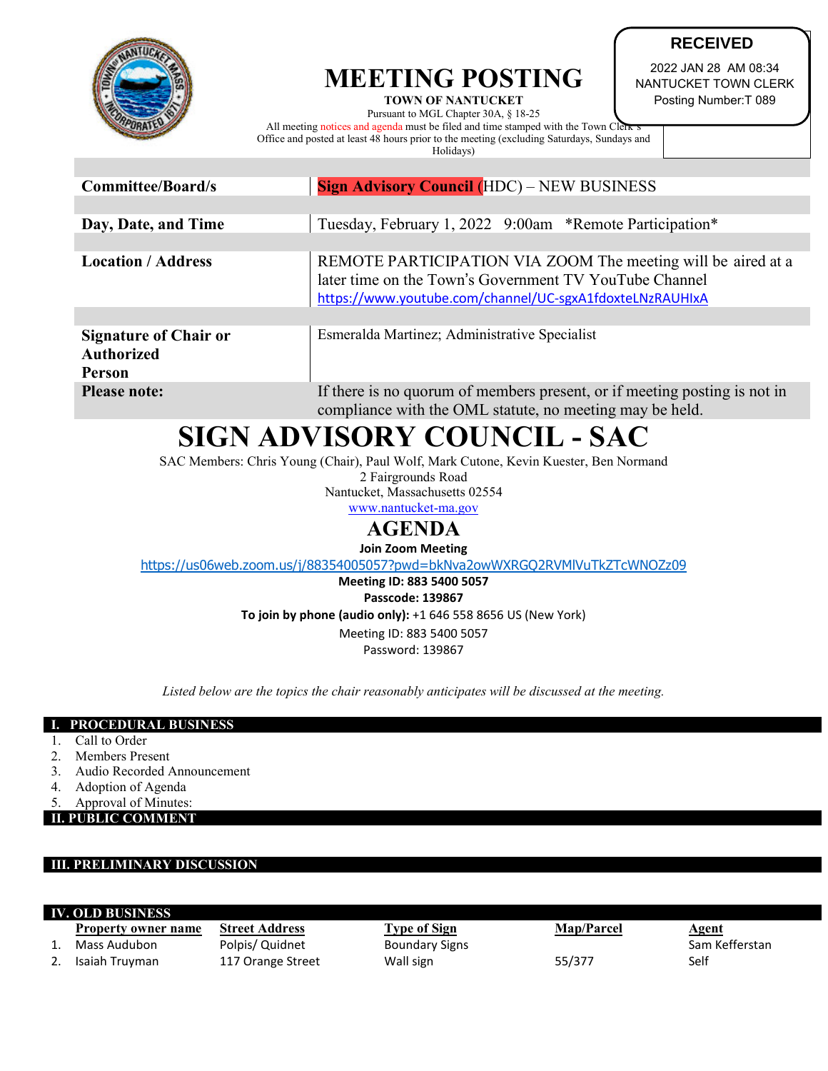# MEETING POSTING

**TOWN OF NANTUCKET**

Pursuant to MGL Chapter 30A, § 18-25

All meeting notices and agenda must be filed and time stamped with the Town Clerk's Office and posted at least 48 hours prior to the meeting (excluding Saturdays, Sundays and Holidays)

**RECEIVED**
2022 JAN 28 AM 08:34
NANTUCKET TOWN CLERK
Posting Number:T 089

| | |
|---|---|
| **Committee/Board/s** | Sign Advisory Council (HDC) – NEW BUSINESS |
| **Day, Date, and Time** | Tuesday, February 1, 2022 9:00am *Remote Participation* |
| **Location / Address** | REMOTE PARTICIPATION VIA ZOOM The meeting will be aired at a later time on the Town's Government TV YouTube Channel https://www.youtube.com/channel/UC-sgxA1fdoxteLNzRAUHIxA |
| **Signature of Chair or Authorized Person** | Esmeralda Martinez; Administrative Specialist |
| **Please note:** | If there is no quorum of members present, or if meeting posting is not in compliance with the OML statute, no meeting may be held. |

# SIGN ADVISORY COUNCIL - SAC

SAC Members: Chris Young (Chair), Paul Wolf, Mark Cutone, Kevin Kuester, Ben Normand
2 Fairgrounds Road
Nantucket, Massachusetts 02554
www.nantucket-ma.gov

## AGENDA

**Join Zoom Meeting**
https://us06web.zoom.us/j/88354005057?pwd=bkNva2owWXRGQ2RVMlVuTkZTcWNOZz09
**Meeting ID: 883 5400 5057**
**Passcode: 139867**
**To join by phone (audio only):** +1 646 558 8656 US (New York)
Meeting ID: 883 5400 5057
Password: 139867

*Listed below are the topics the chair reasonably anticipates will be discussed at the meeting.*

### I. PROCEDURAL BUSINESS

1. Call to Order
2. Members Present
3. Audio Recorded Announcement
4. Adoption of Agenda
5. Approval of Minutes:

### II. PUBLIC COMMENT

### III. PRELIMINARY DISCUSSION

### IV. OLD BUSINESS

| | Property owner name | Street Address | Type of Sign | Map/Parcel | Agent |
|---|---|---|---|---|---|
| 1. | Mass Audubon | Polpis/ Quidnet | Boundary Signs | | Sam Kefferstan |
| 2. | Isaiah Truyman | 117 Orange Street | Wall sign | 55/377 | Self |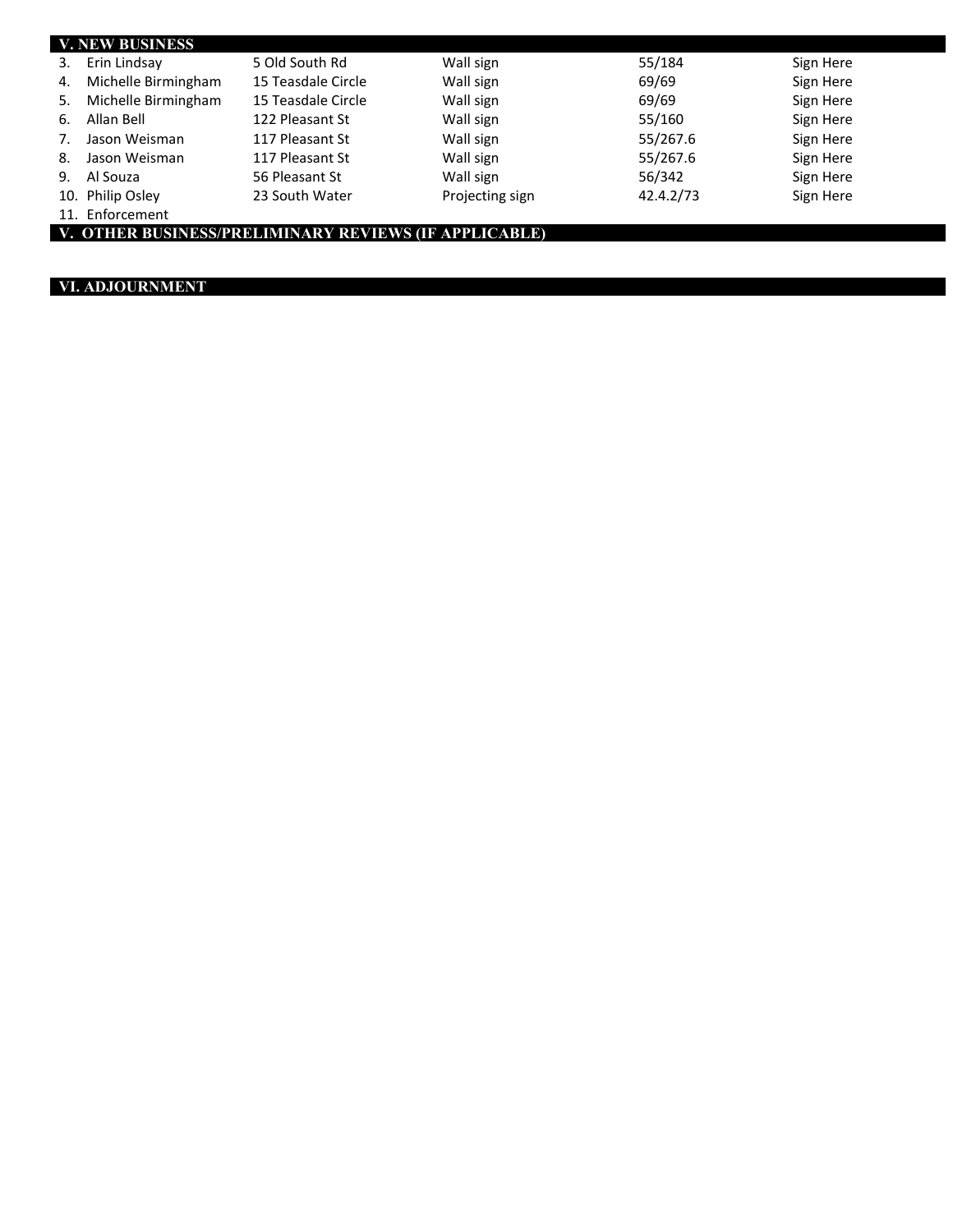## V. NEW BUSINESS

| | | | | | |
|---|---|---|---|---|---|
| 3. | Erin Lindsay | 5 Old South Rd | Wall sign | 55/184 | Sign Here |
| 4. | Michelle Birmingham | 15 Teasdale Circle | Wall sign | 69/69 | Sign Here |
| 5. | Michelle Birmingham | 15 Teasdale Circle | Wall sign | 69/69 | Sign Here |
| 6. | Allan Bell | 122 Pleasant St | Wall sign | 55/160 | Sign Here |
| 7. | Jason Weisman | 117 Pleasant St | Wall sign | 55/267.6 | Sign Here |
| 8. | Jason Weisman | 117 Pleasant St | Wall sign | 55/267.6 | Sign Here |
| 9. | Al Souza | 56 Pleasant St | Wall sign | 56/342 | Sign Here |
| 10. | Philip Osley | 23 South Water | Projecting sign | 42.4.2/73 | Sign Here |
| 11. | Enforcement | | | | |

## V. OTHER BUSINESS/PRELIMINARY REVIEWS (IF APPLICABLE)

## VI. ADJOURNMENT